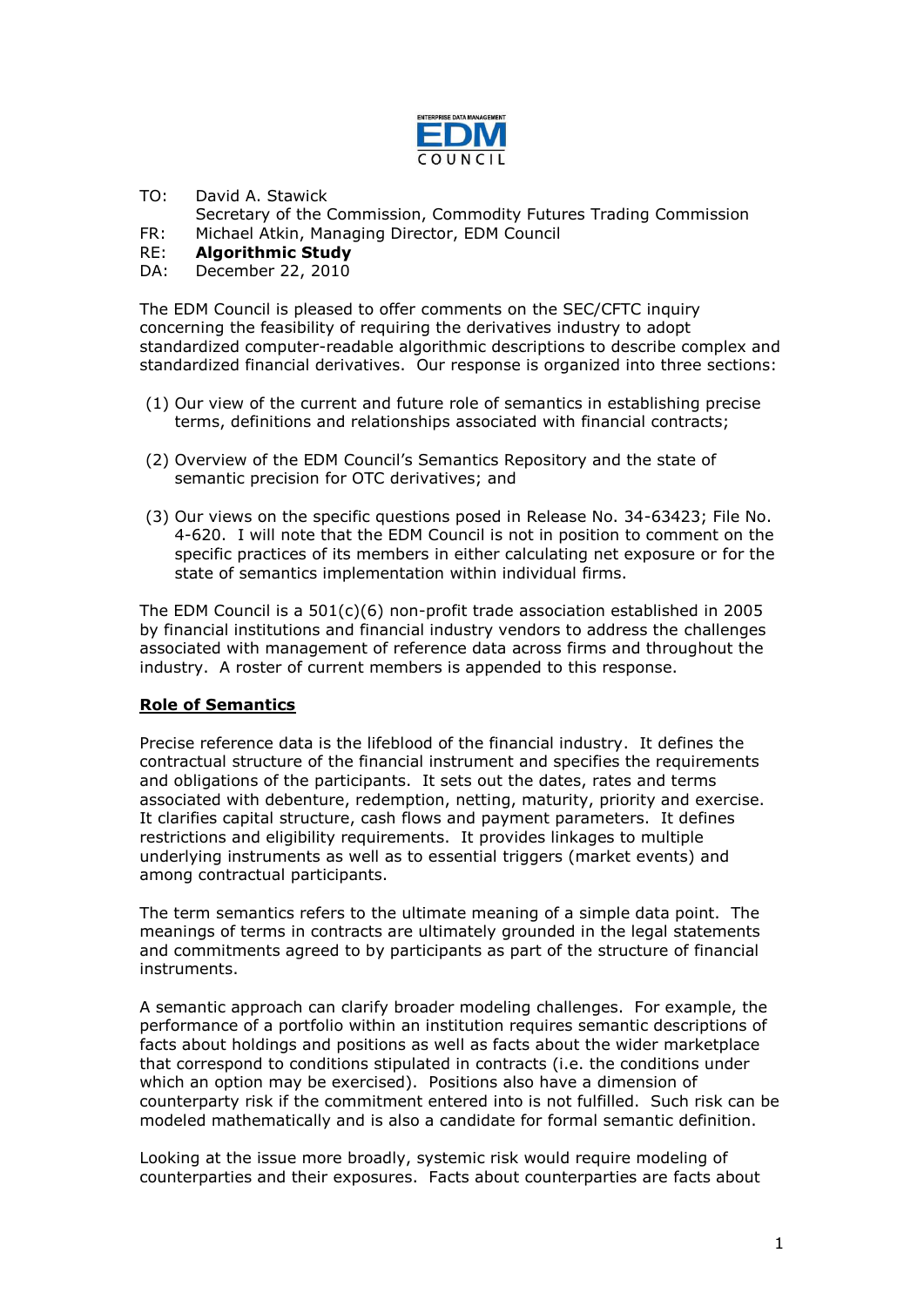ENTERPRISE DATA MANAGEMENT

EDM

COUNCIL

TO: David A. Stawick
Secretary of the Commission, Commodity Futures Trading Commission
FR: Michael Atkin, Managing Director, EDM Council
RE: **Algorithmic Study**
DA: December 22, 2010

The EDM Council is pleased to offer comments on the SEC/CFTC inquiry concerning the feasibility of requiring the derivatives industry to adopt standardized computer-readable algorithmic descriptions to describe complex and standardized financial derivatives. Our response is organized into three sections:

(1) Our view of the current and future role of semantics in establishing precise terms, definitions and relationships associated with financial contracts;

(2) Overview of the EDM Council's Semantics Repository and the state of semantic precision for OTC derivatives; and

(3) Our views on the specific questions posed in Release No. 34-63423; File No. 4-620. I will note that the EDM Council is not in position to comment on the specific practices of its members in either calculating net exposure or for the state of semantics implementation within individual firms.

The EDM Council is a 501(c)(6) non-profit trade association established in 2005 by financial institutions and financial industry vendors to address the challenges associated with management of reference data across firms and throughout the industry. A roster of current members is appended to this response.

## Role of Semantics

Precise reference data is the lifeblood of the financial industry. It defines the contractual structure of the financial instrument and specifies the requirements and obligations of the participants. It sets out the dates, rates and terms associated with debenture, redemption, netting, maturity, priority and exercise. It clarifies capital structure, cash flows and payment parameters. It defines restrictions and eligibility requirements. It provides linkages to multiple underlying instruments as well as to essential triggers (market events) and among contractual participants.

The term semantics refers to the ultimate meaning of a simple data point. The meanings of terms in contracts are ultimately grounded in the legal statements and commitments agreed to by participants as part of the structure of financial instruments.

A semantic approach can clarify broader modeling challenges. For example, the performance of a portfolio within an institution requires semantic descriptions of facts about holdings and positions as well as facts about the wider marketplace that correspond to conditions stipulated in contracts (i.e. the conditions under which an option may be exercised). Positions also have a dimension of counterparty risk if the commitment entered into is not fulfilled. Such risk can be modeled mathematically and is also a candidate for formal semantic definition.

Looking at the issue more broadly, systemic risk would require modeling of counterparties and their exposures. Facts about counterparties are facts about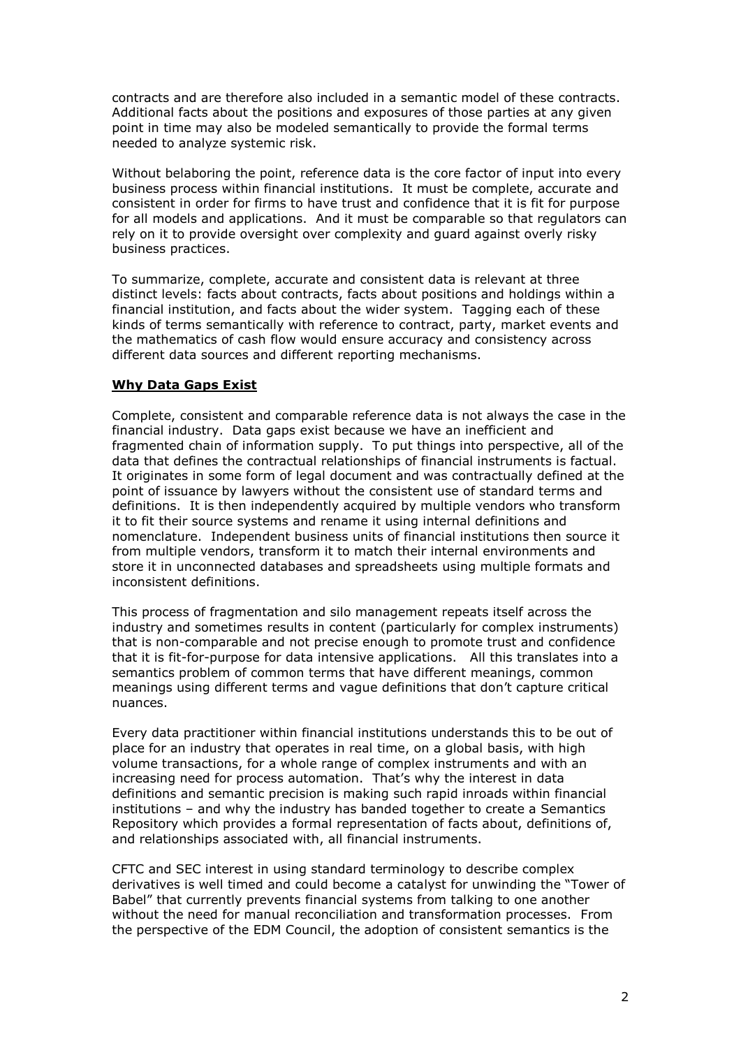contracts and are therefore also included in a semantic model of these contracts. Additional facts about the positions and exposures of those parties at any given point in time may also be modeled semantically to provide the formal terms needed to analyze systemic risk.

Without belaboring the point, reference data is the core factor of input into every business process within financial institutions. It must be complete, accurate and consistent in order for firms to have trust and confidence that it is fit for purpose for all models and applications. And it must be comparable so that regulators can rely on it to provide oversight over complexity and guard against overly risky business practices.

To summarize, complete, accurate and consistent data is relevant at three distinct levels: facts about contracts, facts about positions and holdings within a financial institution, and facts about the wider system. Tagging each of these kinds of terms semantically with reference to contract, party, market events and the mathematics of cash flow would ensure accuracy and consistency across different data sources and different reporting mechanisms.

## Why Data Gaps Exist

Complete, consistent and comparable reference data is not always the case in the financial industry. Data gaps exist because we have an inefficient and fragmented chain of information supply. To put things into perspective, all of the data that defines the contractual relationships of financial instruments is factual. It originates in some form of legal document and was contractually defined at the point of issuance by lawyers without the consistent use of standard terms and definitions. It is then independently acquired by multiple vendors who transform it to fit their source systems and rename it using internal definitions and nomenclature. Independent business units of financial institutions then source it from multiple vendors, transform it to match their internal environments and store it in unconnected databases and spreadsheets using multiple formats and inconsistent definitions.

This process of fragmentation and silo management repeats itself across the industry and sometimes results in content (particularly for complex instruments) that is non-comparable and not precise enough to promote trust and confidence that it is fit-for-purpose for data intensive applications. All this translates into a semantics problem of common terms that have different meanings, common meanings using different terms and vague definitions that don't capture critical nuances.

Every data practitioner within financial institutions understands this to be out of place for an industry that operates in real time, on a global basis, with high volume transactions, for a whole range of complex instruments and with an increasing need for process automation. That's why the interest in data definitions and semantic precision is making such rapid inroads within financial institutions – and why the industry has banded together to create a Semantics Repository which provides a formal representation of facts about, definitions of, and relationships associated with, all financial instruments.

CFTC and SEC interest in using standard terminology to describe complex derivatives is well timed and could become a catalyst for unwinding the "Tower of Babel" that currently prevents financial systems from talking to one another without the need for manual reconciliation and transformation processes. From the perspective of the EDM Council, the adoption of consistent semantics is the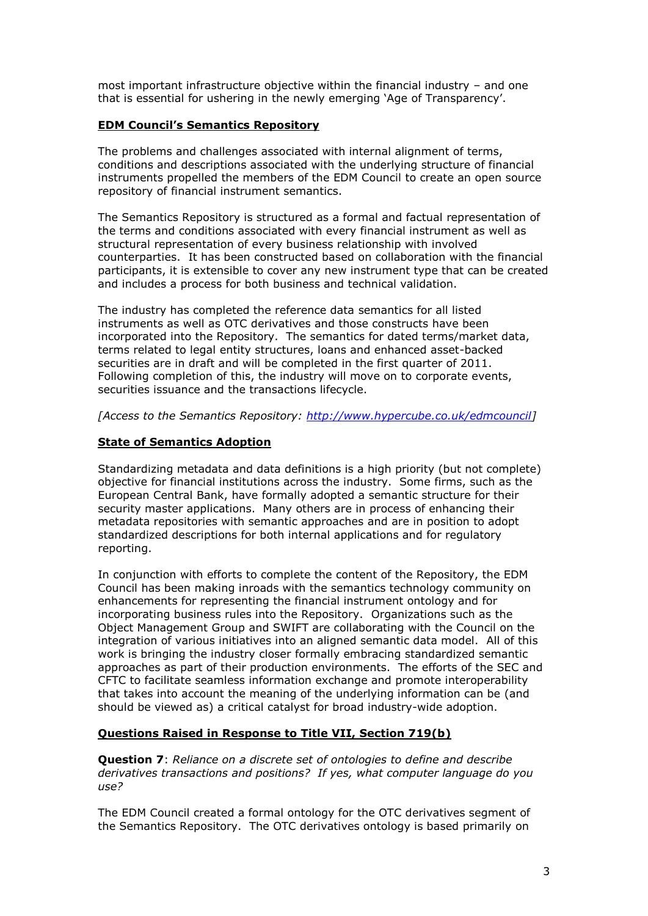most important infrastructure objective within the financial industry – and one that is essential for ushering in the newly emerging 'Age of Transparency'.

**EDM Council's Semantics Repository**

The problems and challenges associated with internal alignment of terms, conditions and descriptions associated with the underlying structure of financial instruments propelled the members of the EDM Council to create an open source repository of financial instrument semantics.

The Semantics Repository is structured as a formal and factual representation of the terms and conditions associated with every financial instrument as well as structural representation of every business relationship with involved counterparties. It has been constructed based on collaboration with the financial participants, it is extensible to cover any new instrument type that can be created and includes a process for both business and technical validation.

The industry has completed the reference data semantics for all listed instruments as well as OTC derivatives and those constructs have been incorporated into the Repository. The semantics for dated terms/market data, terms related to legal entity structures, loans and enhanced asset-backed securities are in draft and will be completed in the first quarter of 2011. Following completion of this, the industry will move on to corporate events, securities issuance and the transactions lifecycle.

*[Access to the Semantics Repository: http://www.hypercube.co.uk/edmcouncil]*

**State of Semantics Adoption**

Standardizing metadata and data definitions is a high priority (but not complete) objective for financial institutions across the industry. Some firms, such as the European Central Bank, have formally adopted a semantic structure for their security master applications. Many others are in process of enhancing their metadata repositories with semantic approaches and are in position to adopt standardized descriptions for both internal applications and for regulatory reporting.

In conjunction with efforts to complete the content of the Repository, the EDM Council has been making inroads with the semantics technology community on enhancements for representing the financial instrument ontology and for incorporating business rules into the Repository. Organizations such as the Object Management Group and SWIFT are collaborating with the Council on the integration of various initiatives into an aligned semantic data model. All of this work is bringing the industry closer formally embracing standardized semantic approaches as part of their production environments. The efforts of the SEC and CFTC to facilitate seamless information exchange and promote interoperability that takes into account the meaning of the underlying information can be (and should be viewed as) a critical catalyst for broad industry-wide adoption.

**Questions Raised in Response to Title VII, Section 719(b)**

**Question 7**: *Reliance on a discrete set of ontologies to define and describe derivatives transactions and positions? If yes, what computer language do you use?*

The EDM Council created a formal ontology for the OTC derivatives segment of the Semantics Repository. The OTC derivatives ontology is based primarily on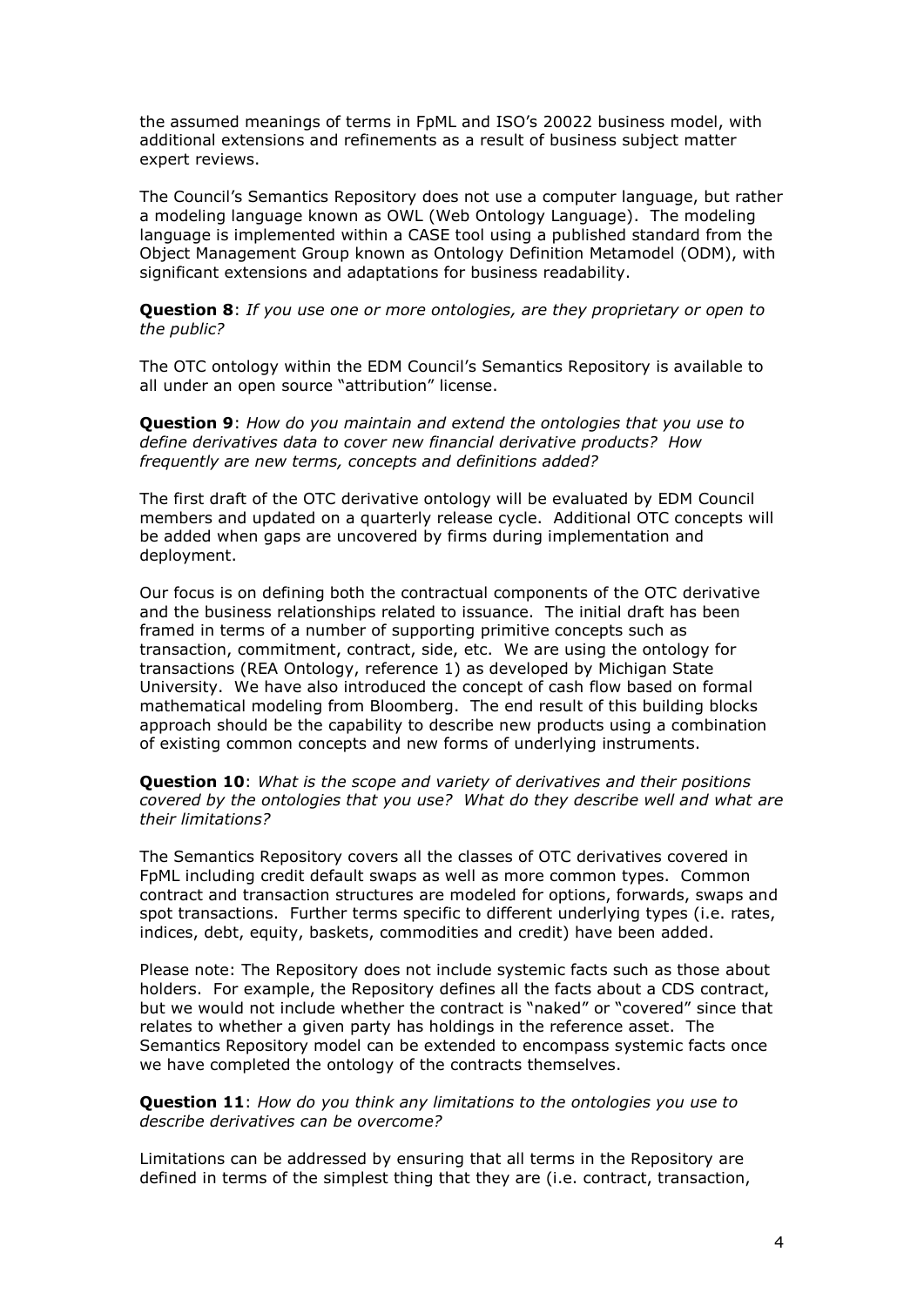the assumed meanings of terms in FpML and ISO's 20022 business model, with additional extensions and refinements as a result of business subject matter expert reviews.

The Council's Semantics Repository does not use a computer language, but rather a modeling language known as OWL (Web Ontology Language). The modeling language is implemented within a CASE tool using a published standard from the Object Management Group known as Ontology Definition Metamodel (ODM), with significant extensions and adaptations for business readability.

**Question 8**: *If you use one or more ontologies, are they proprietary or open to the public?*

The OTC ontology within the EDM Council's Semantics Repository is available to all under an open source "attribution" license.

**Question 9**: *How do you maintain and extend the ontologies that you use to define derivatives data to cover new financial derivative products? How frequently are new terms, concepts and definitions added?*

The first draft of the OTC derivative ontology will be evaluated by EDM Council members and updated on a quarterly release cycle. Additional OTC concepts will be added when gaps are uncovered by firms during implementation and deployment.

Our focus is on defining both the contractual components of the OTC derivative and the business relationships related to issuance. The initial draft has been framed in terms of a number of supporting primitive concepts such as transaction, commitment, contract, side, etc. We are using the ontology for transactions (REA Ontology, reference 1) as developed by Michigan State University. We have also introduced the concept of cash flow based on formal mathematical modeling from Bloomberg. The end result of this building blocks approach should be the capability to describe new products using a combination of existing common concepts and new forms of underlying instruments.

**Question 10**: *What is the scope and variety of derivatives and their positions covered by the ontologies that you use? What do they describe well and what are their limitations?*

The Semantics Repository covers all the classes of OTC derivatives covered in FpML including credit default swaps as well as more common types. Common contract and transaction structures are modeled for options, forwards, swaps and spot transactions. Further terms specific to different underlying types (i.e. rates, indices, debt, equity, baskets, commodities and credit) have been added.

Please note: The Repository does not include systemic facts such as those about holders. For example, the Repository defines all the facts about a CDS contract, but we would not include whether the contract is "naked" or "covered" since that relates to whether a given party has holdings in the reference asset. The Semantics Repository model can be extended to encompass systemic facts once we have completed the ontology of the contracts themselves.

**Question 11**: *How do you think any limitations to the ontologies you use to describe derivatives can be overcome?*

Limitations can be addressed by ensuring that all terms in the Repository are defined in terms of the simplest thing that they are (i.e. contract, transaction,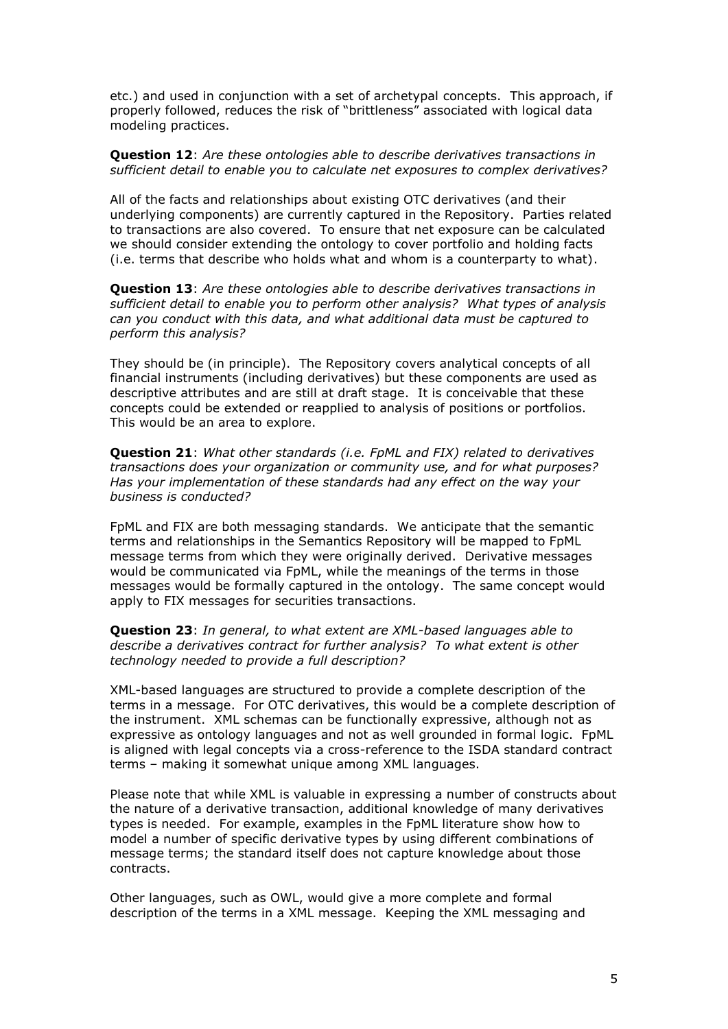etc.) and used in conjunction with a set of archetypal concepts. This approach, if properly followed, reduces the risk of "brittleness" associated with logical data modeling practices.

**Question 12**: *Are these ontologies able to describe derivatives transactions in sufficient detail to enable you to calculate net exposures to complex derivatives?*

All of the facts and relationships about existing OTC derivatives (and their underlying components) are currently captured in the Repository. Parties related to transactions are also covered. To ensure that net exposure can be calculated we should consider extending the ontology to cover portfolio and holding facts (i.e. terms that describe who holds what and whom is a counterparty to what).

**Question 13**: *Are these ontologies able to describe derivatives transactions in sufficient detail to enable you to perform other analysis? What types of analysis can you conduct with this data, and what additional data must be captured to perform this analysis?*

They should be (in principle). The Repository covers analytical concepts of all financial instruments (including derivatives) but these components are used as descriptive attributes and are still at draft stage. It is conceivable that these concepts could be extended or reapplied to analysis of positions or portfolios. This would be an area to explore.

**Question 21**: *What other standards (i.e. FpML and FIX) related to derivatives transactions does your organization or community use, and for what purposes? Has your implementation of these standards had any effect on the way your business is conducted?*

FpML and FIX are both messaging standards. We anticipate that the semantic terms and relationships in the Semantics Repository will be mapped to FpML message terms from which they were originally derived. Derivative messages would be communicated via FpML, while the meanings of the terms in those messages would be formally captured in the ontology. The same concept would apply to FIX messages for securities transactions.

**Question 23**: *In general, to what extent are XML-based languages able to describe a derivatives contract for further analysis? To what extent is other technology needed to provide a full description?*

XML-based languages are structured to provide a complete description of the terms in a message. For OTC derivatives, this would be a complete description of the instrument. XML schemas can be functionally expressive, although not as expressive as ontology languages and not as well grounded in formal logic. FpML is aligned with legal concepts via a cross-reference to the ISDA standard contract terms – making it somewhat unique among XML languages.

Please note that while XML is valuable in expressing a number of constructs about the nature of a derivative transaction, additional knowledge of many derivatives types is needed. For example, examples in the FpML literature show how to model a number of specific derivative types by using different combinations of message terms; the standard itself does not capture knowledge about those contracts.

Other languages, such as OWL, would give a more complete and formal description of the terms in a XML message. Keeping the XML messaging and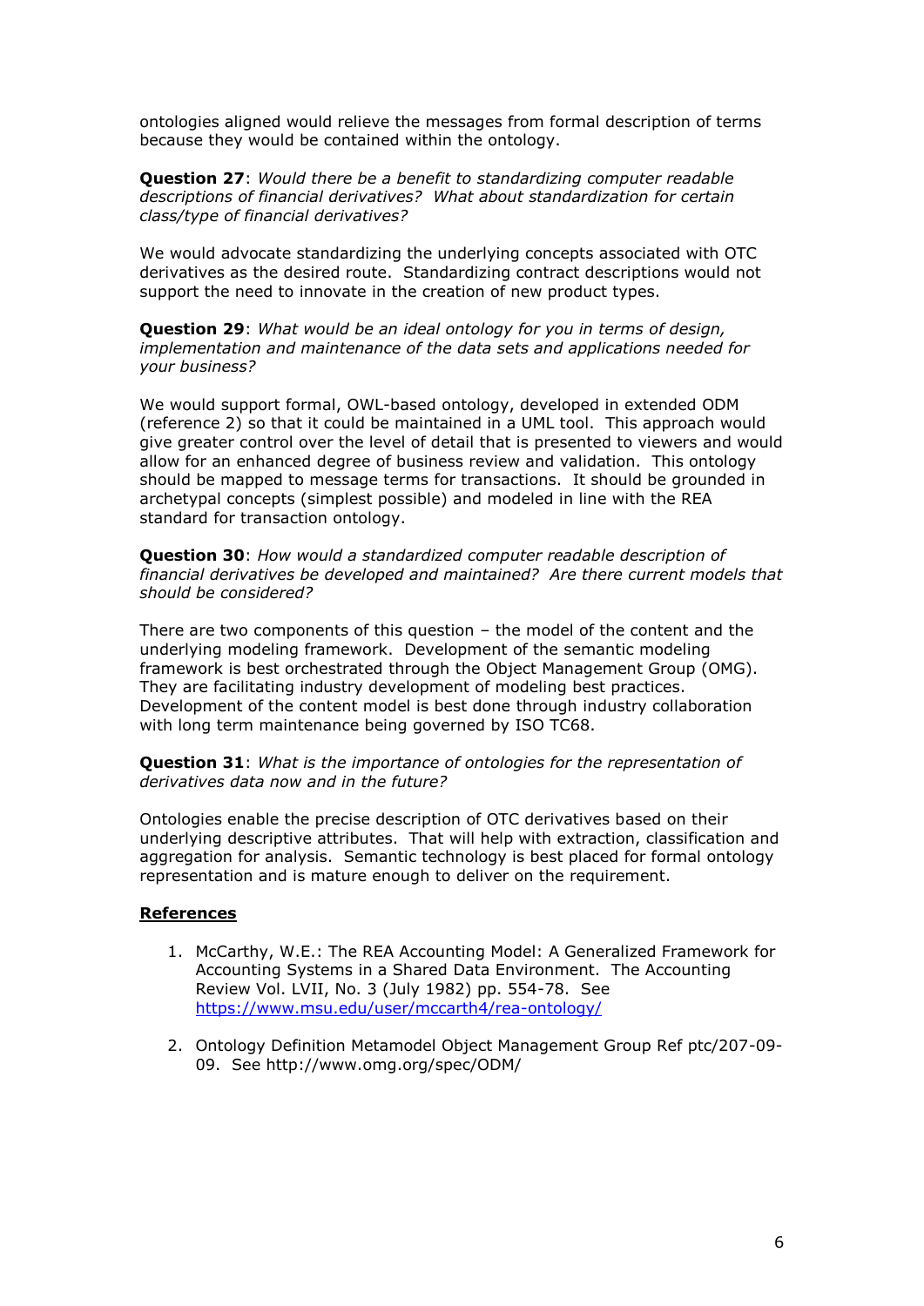ontologies aligned would relieve the messages from formal description of terms because they would be contained within the ontology.

**Question 27**: *Would there be a benefit to standardizing computer readable descriptions of financial derivatives? What about standardization for certain class/type of financial derivatives?*

We would advocate standardizing the underlying concepts associated with OTC derivatives as the desired route. Standardizing contract descriptions would not support the need to innovate in the creation of new product types.

**Question 29**: *What would be an ideal ontology for you in terms of design, implementation and maintenance of the data sets and applications needed for your business?*

We would support formal, OWL-based ontology, developed in extended ODM (reference 2) so that it could be maintained in a UML tool. This approach would give greater control over the level of detail that is presented to viewers and would allow for an enhanced degree of business review and validation. This ontology should be mapped to message terms for transactions. It should be grounded in archetypal concepts (simplest possible) and modeled in line with the REA standard for transaction ontology.

**Question 30**: *How would a standardized computer readable description of financial derivatives be developed and maintained? Are there current models that should be considered?*

There are two components of this question – the model of the content and the underlying modeling framework. Development of the semantic modeling framework is best orchestrated through the Object Management Group (OMG). They are facilitating industry development of modeling best practices. Development of the content model is best done through industry collaboration with long term maintenance being governed by ISO TC68.

**Question 31**: *What is the importance of ontologies for the representation of derivatives data now and in the future?*

Ontologies enable the precise description of OTC derivatives based on their underlying descriptive attributes. That will help with extraction, classification and aggregation for analysis. Semantic technology is best placed for formal ontology representation and is mature enough to deliver on the requirement.

**<u>References</u>**

1. McCarthy, W.E.: The REA Accounting Model: A Generalized Framework for Accounting Systems in a Shared Data Environment. The Accounting Review Vol. LVII, No. 3 (July 1982) pp. 554-78. See https://www.msu.edu/user/mccarth4/rea-ontology/
2. Ontology Definition Metamodel Object Management Group Ref ptc/207-09-09. See http://www.omg.org/spec/ODM/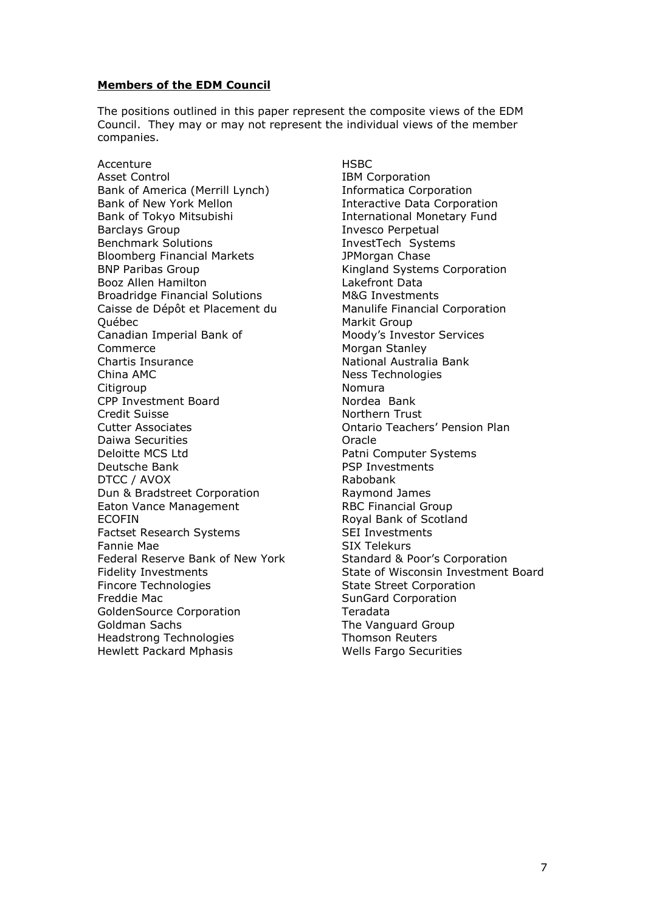**Members of the EDM Council**

The positions outlined in this paper represent the composite views of the EDM Council. They may or may not represent the individual views of the member companies.

Accenture
Asset Control
Bank of America (Merrill Lynch)
Bank of New York Mellon
Bank of Tokyo Mitsubishi
Barclays Group
Benchmark Solutions
Bloomberg Financial Markets
BNP Paribas Group
Booz Allen Hamilton
Broadridge Financial Solutions
Caisse de Dépôt et Placement du Québec
Canadian Imperial Bank of Commerce
Chartis Insurance
China AMC
Citigroup
CPP Investment Board
Credit Suisse
Cutter Associates
Daiwa Securities
Deloitte MCS Ltd
Deutsche Bank
DTCC / AVOX
Dun & Bradstreet Corporation
Eaton Vance Management
ECOFIN
Factset Research Systems
Fannie Mae
Federal Reserve Bank of New York
Fidelity Investments
Fincore Technologies
Freddie Mac
GoldenSource Corporation
Goldman Sachs
Headstrong Technologies
Hewlett Packard Mphasis
HSBC
IBM Corporation
Informatica Corporation
Interactive Data Corporation
International Monetary Fund
Invesco Perpetual
InvestTech Systems
JPMorgan Chase
Kingland Systems Corporation
Lakefront Data
M&G Investments
Manulife Financial Corporation
Markit Group
Moody's Investor Services
Morgan Stanley
National Australia Bank
Ness Technologies
Nomura
Nordea Bank
Northern Trust
Ontario Teachers' Pension Plan
Oracle
Patni Computer Systems
PSP Investments
Rabobank
Raymond James
RBC Financial Group
Royal Bank of Scotland
SEI Investments
SIX Telekurs
Standard & Poor's Corporation
State of Wisconsin Investment Board
State Street Corporation
SunGard Corporation
Teradata
The Vanguard Group
Thomson Reuters
Wells Fargo Securities